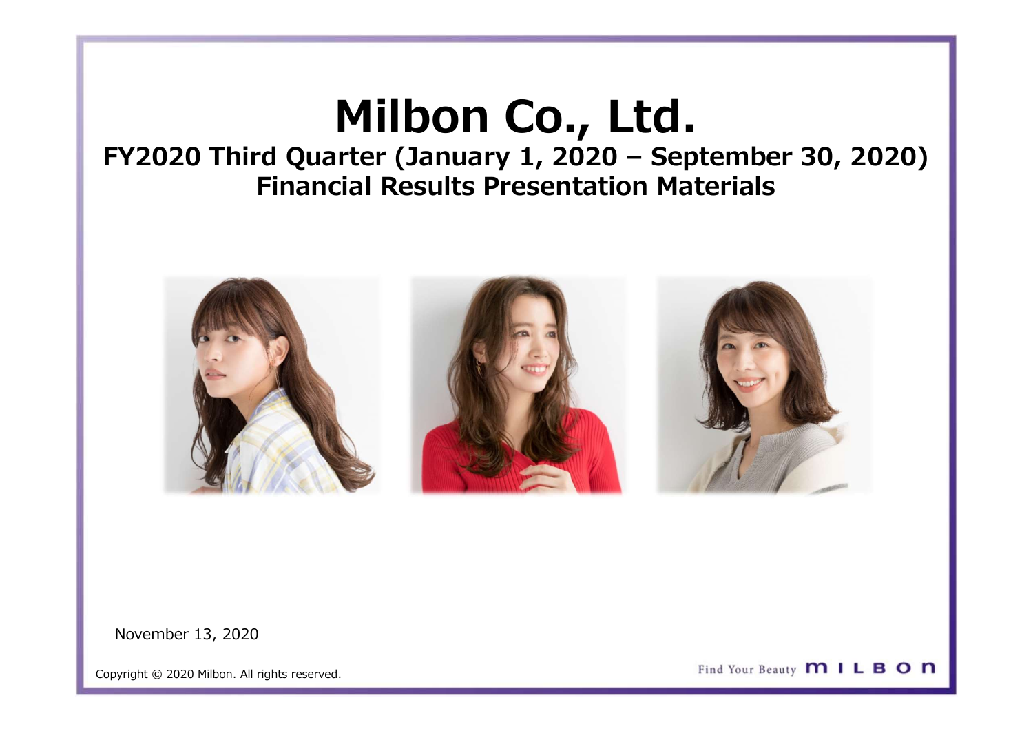# Milbon Co., Ltd.

## FY2020 Third Quarter (January 1, 2020 – September 30, 2020) Financial Results Presentation Materials

November 13, 2020

Copyright © 2020 Milbon. All rights reserved.

Find Your Beauty MILBON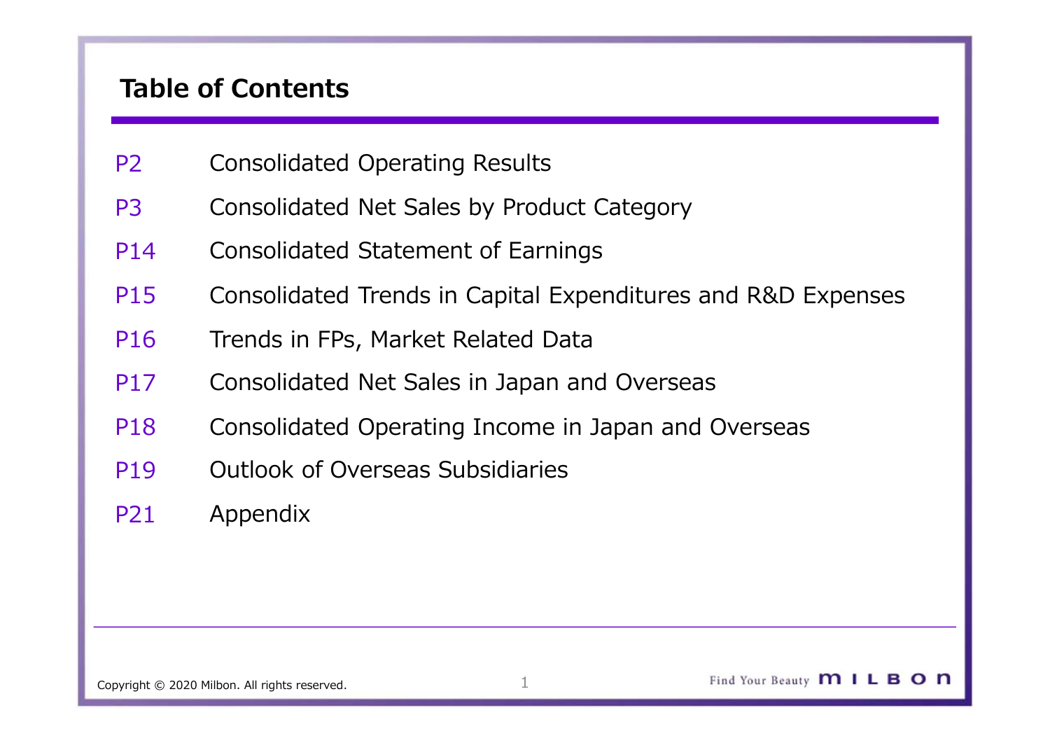# Table of Contents

| | |
|---|---|
| P2 | Consolidated Operating Results |
| P3 | Consolidated Net Sales by Product Category |
| P14 | Consolidated Statement of Earnings |
| P15 | Consolidated Trends in Capital Expenditures and R&D Expenses |
| P16 | Trends in FPs, Market Related Data |
| P17 | Consolidated Net Sales in Japan and Overseas |
| P18 | Consolidated Operating Income in Japan and Overseas |
| P19 | Outlook of Overseas Subsidiaries |
| P21 | Appendix |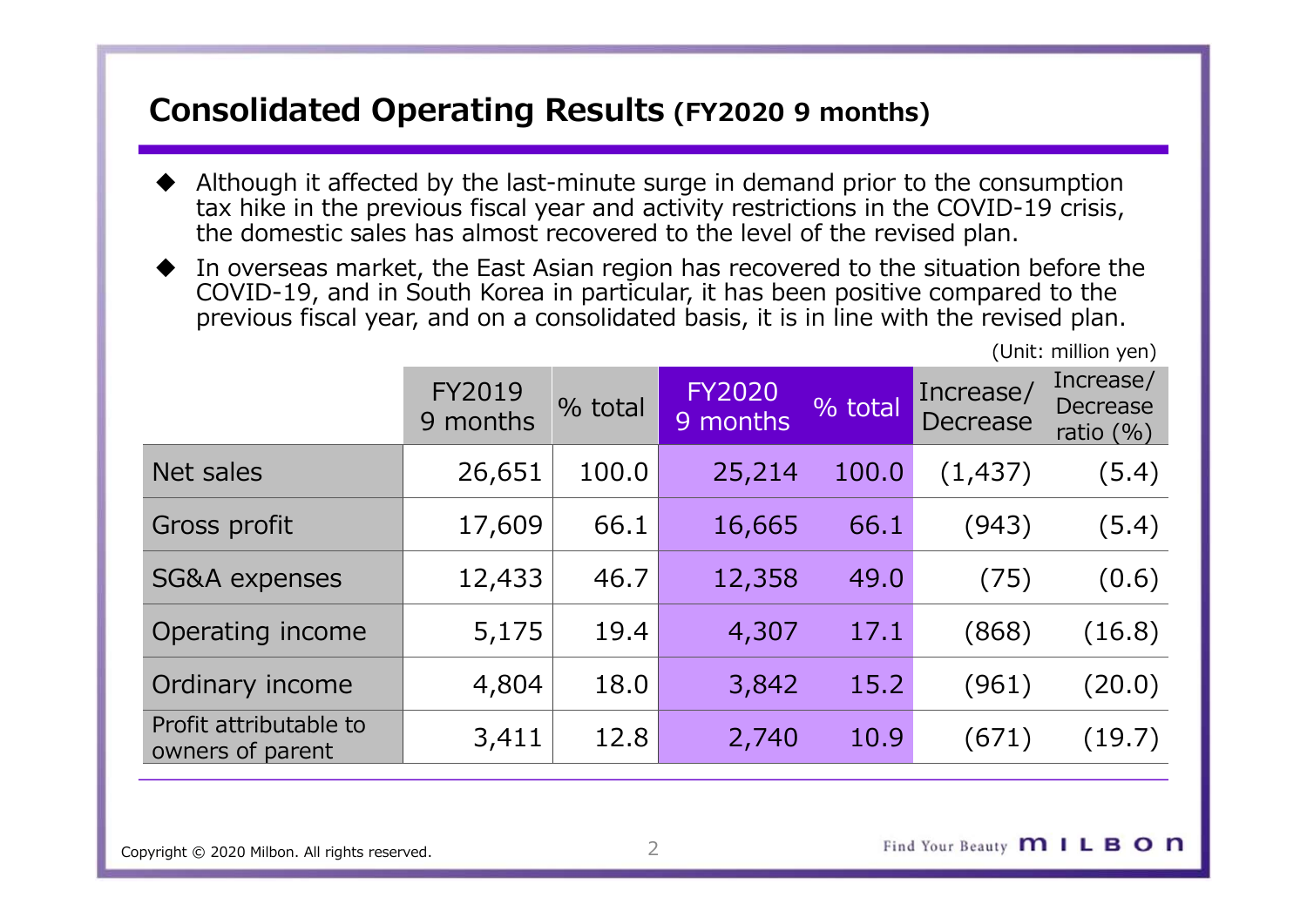# Consolidated Operating Results (FY2020 9 months)

- Although it affected by the last-minute surge in demand prior to the consumption tax hike in the previous fiscal year and activity restrictions in the COVID-19 crisis, the domestic sales has almost recovered to the level of the revised plan.
- In overseas market, the East Asian region has recovered to the situation before the COVID-19, and in South Korea in particular, it has been positive compared to the previous fiscal year, and on a consolidated basis, it is in line with the revised plan.

(Unit: million yen)

| | FY2019 9 months | % total | FY2020 9 months | % total | Increase/ Decrease | Increase/ Decrease ratio (%) |
|---|---|---|---|---|---|---|
| Net sales | 26,651 | 100.0 | 25,214 | 100.0 | (1,437) | (5.4) |
| Gross profit | 17,609 | 66.1 | 16,665 | 66.1 | (943) | (5.4) |
| SG&A expenses | 12,433 | 46.7 | 12,358 | 49.0 | (75) | (0.6) |
| Operating income | 5,175 | 19.4 | 4,307 | 17.1 | (868) | (16.8) |
| Ordinary income | 4,804 | 18.0 | 3,842 | 15.2 | (961) | (20.0) |
| Profit attributable to owners of parent | 3,411 | 12.8 | 2,740 | 10.9 | (671) | (19.7) |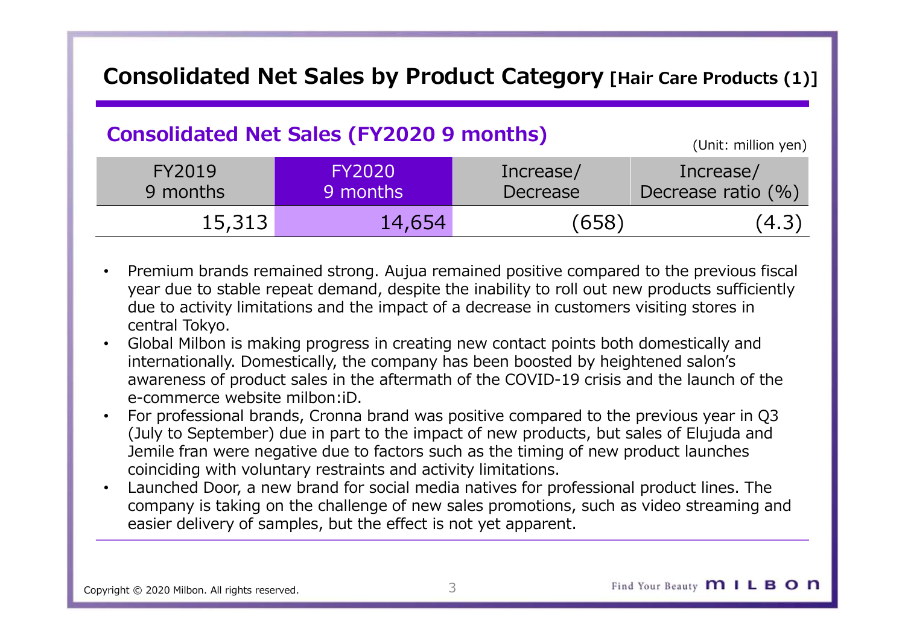# Consolidated Net Sales by Product Category [Hair Care Products (1)]

## Consolidated Net Sales (FY2020 9 months)

(Unit: million yen)

| FY2019 9 months | FY2020 9 months | Increase/ Decrease | Increase/ Decrease ratio (%) |
|---|---|---|---|
| 15,313 | 14,654 | (658) | (4.3) |

- Premium brands remained strong. Aujua remained positive compared to the previous fiscal year due to stable repeat demand, despite the inability to roll out new products sufficiently due to activity limitations and the impact of a decrease in customers visiting stores in central Tokyo.
- Global Milbon is making progress in creating new contact points both domestically and internationally. Domestically, the company has been boosted by heightened salon's awareness of product sales in the aftermath of the COVID-19 crisis and the launch of the e-commerce website milbon:iD.
- For professional brands, Cronna brand was positive compared to the previous year in Q3 (July to September) due in part to the impact of new products, but sales of Elujuda and Jemile fran were negative due to factors such as the timing of new product launches coinciding with voluntary restraints and activity limitations.
- Launched Door, a new brand for social media natives for professional product lines. The company is taking on the challenge of new sales promotions, such as video streaming and easier delivery of samples, but the effect is not yet apparent.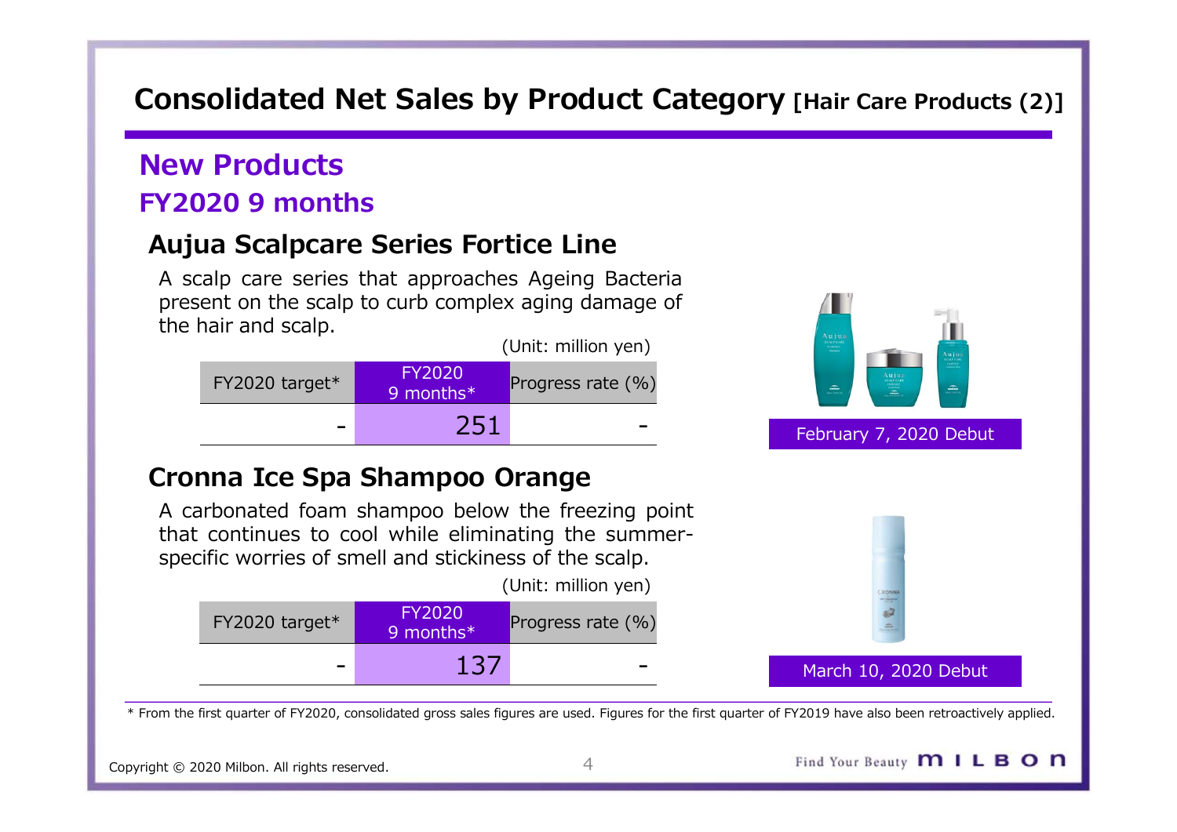# Consolidated Net Sales by Product Category [Hair Care Products (2)]

## New Products

### FY2020 9 months

### Aujua Scalpcare Series Fortice Line

A scalp care series that approaches Ageing Bacteria present on the scalp to curb complex aging damage of the hair and scalp.

(Unit: million yen)

| FY2020 target* | FY2020 9 months* | Progress rate (%) |
|---|---|---|
| - | 251 | - |

February 7, 2020 Debut

### Cronna Ice Spa Shampoo Orange

A carbonated foam shampoo below the freezing point that continues to cool while eliminating the summer-specific worries of smell and stickiness of the scalp.

(Unit: million yen)

| FY2020 target* | FY2020 9 months* | Progress rate (%) |
|---|---|---|
| - | 137 | - |

March 10, 2020 Debut

* From the first quarter of FY2020, consolidated gross sales figures are used. Figures for the first quarter of FY2019 have also been retroactively applied.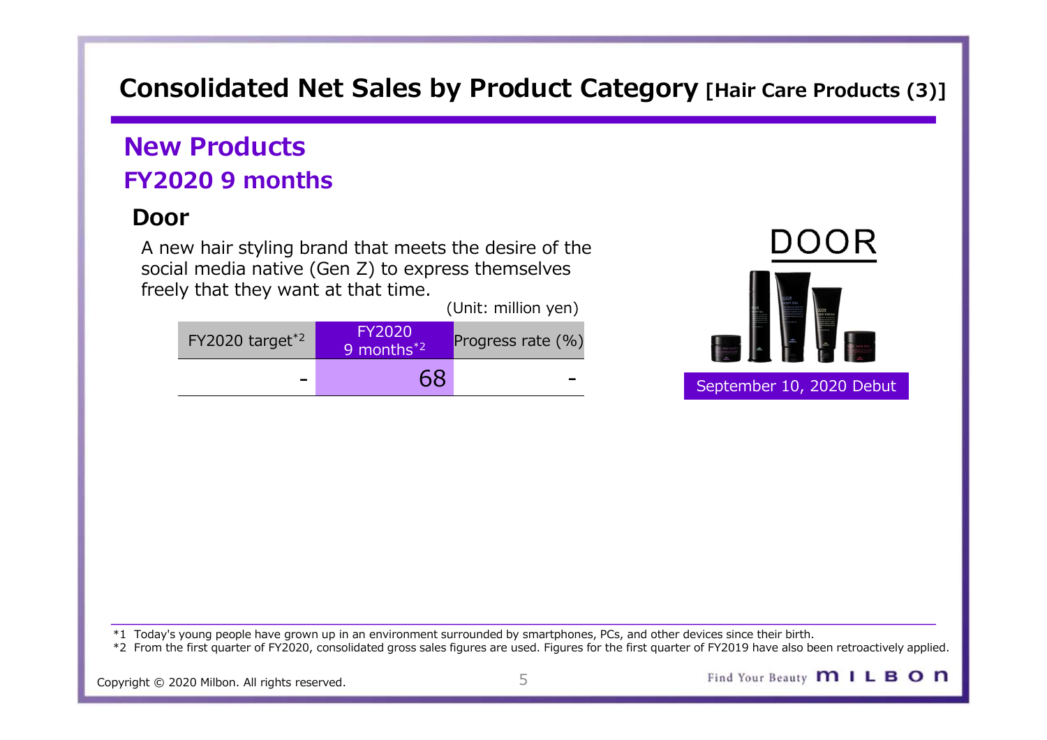# Consolidated Net Sales by Product Category [Hair Care Products (3)]

## New Products

## FY2020 9 months

### Door

A new hair styling brand that meets the desire of the social media native (Gen Z) to express themselves freely that they want at that time.

(Unit: million yen)

| FY2020 target[*2] | FY2020 9 months[*2] | Progress rate (%) |
|---|---|---|
| - | 68 | - |

DOOR

September 10, 2020 Debut

*1 Today's young people have grown up in an environment surrounded by smartphones, PCs, and other devices since their birth.

*2 From the first quarter of FY2020, consolidated gross sales figures are used. Figures for the first quarter of FY2019 have also been retroactively applied.

Copyright © 2020 Milbon. All rights reserved.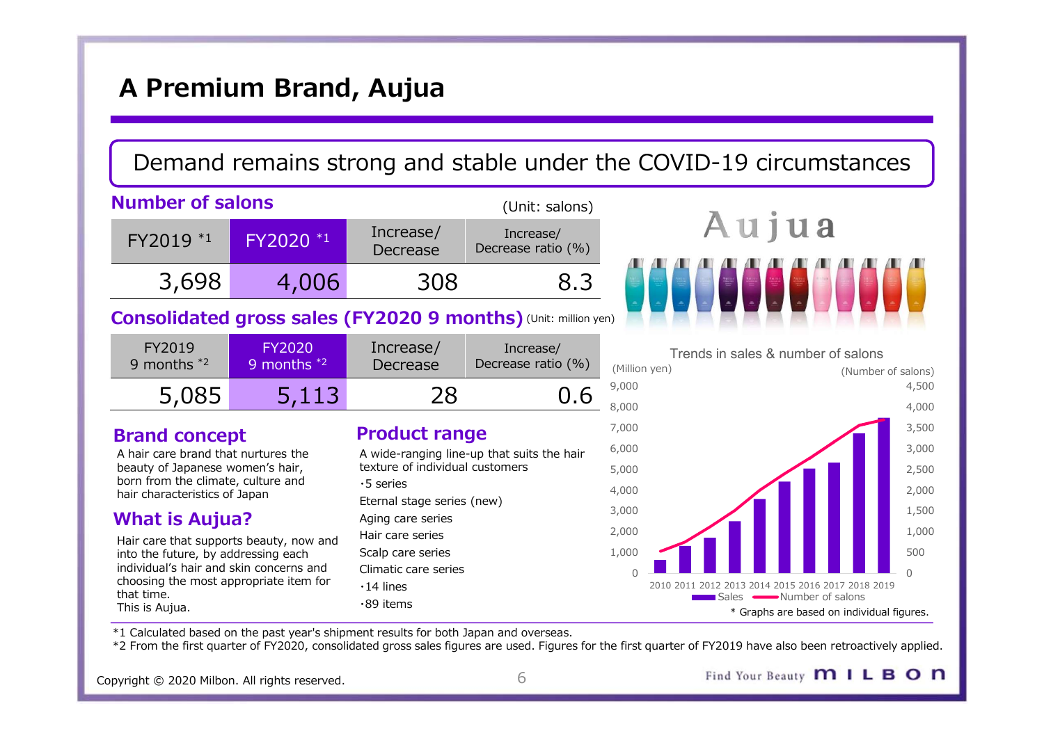# A Premium Brand, Aujua

Demand remains strong and stable under the COVID-19 circumstances

## Number of salons

(Unit: salons)

| FY2019 *1 | FY2020 *1 | Increase/ Decrease | Increase/ Decrease ratio (%) |
|---|---|---|---|
| 3,698 | 4,006 | 308 | 8.3 |

## Consolidated gross sales (FY2020 9 months)

(Unit: million yen)

| FY2019 9 months *2 | FY2020 9 months *2 | Increase/ Decrease | Increase/ Decrease ratio (%) |
|---|---|---|---|
| 5,085 | 5,113 | 28 | 0.6 |

## Brand concept

A hair care brand that nurtures the beauty of Japanese women's hair, born from the climate, culture and hair characteristics of Japan

## What is Aujua?

Hair care that supports beauty, now and into the future, by addressing each individual's hair and skin concerns and choosing the most appropriate item for that time.
This is Aujua.

## Product range

A wide-ranging line-up that suits the hair texture of individual customers

・5 series

Eternal stage series (new)
Aging care series
Hair care series
Scalp care series
Climatic care series

・14 lines
・89 items

Trends in sales & number of salons

* Graphs are based on individual figures.

*1 Calculated based on the past year's shipment results for both Japan and overseas.
*2 From the first quarter of FY2020, consolidated gross sales figures are used. Figures for the first quarter of FY2019 have also been retroactively applied.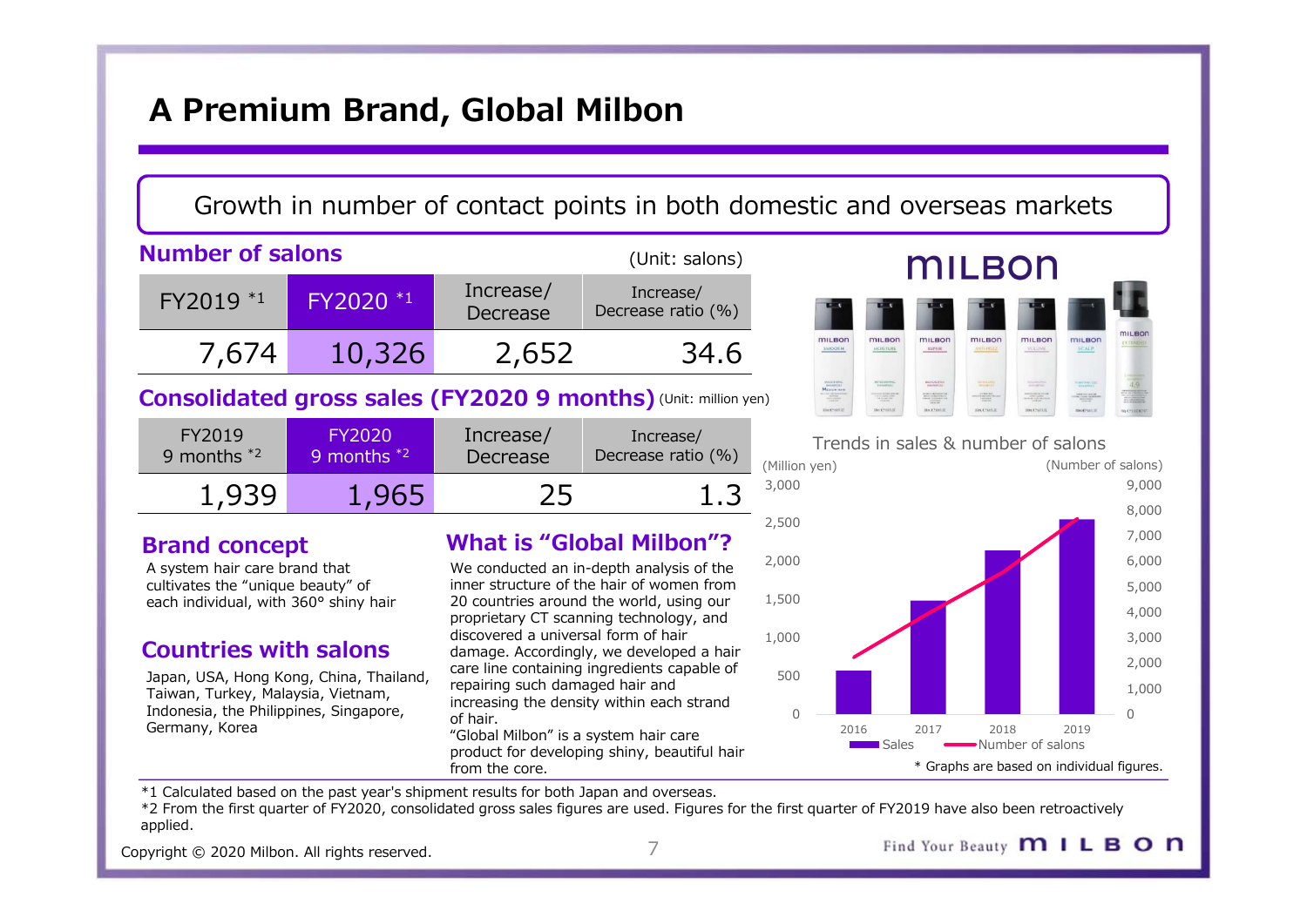# A Premium Brand, Global Milbon

Growth in number of contact points in both domestic and overseas markets

## Number of salons

(Unit: salons)

| FY2019 *1 | FY2020 *1 | Increase/ Decrease | Increase/ Decrease ratio (%) |
|---|---|---|---|
| 7,674 | 10,326 | 2,652 | 34.6 |

## Consolidated gross sales (FY2020 9 months)

(Unit: million yen)

| FY2019 9 months *2 | FY2020 9 months *2 | Increase/ Decrease | Increase/ Decrease ratio (%) |
|---|---|---|---|
| 1,939 | 1,965 | 25 | 1.3 |

## Brand concept

A system hair care brand that cultivates the "unique beauty" of each individual, with 360° shiny hair

## Countries with salons

Japan, USA, Hong Kong, China, Thailand, Taiwan, Turkey, Malaysia, Vietnam, Indonesia, the Philippines, Singapore, Germany, Korea

## What is "Global Milbon"?

We conducted an in-depth analysis of the inner structure of the hair of women from 20 countries around the world, using our proprietary CT scanning technology, and discovered a universal form of hair damage. Accordingly, we developed a hair care line containing ingredients capable of repairing such damaged hair and increasing the density within each strand of hair.

"Global Milbon" is a system hair care product for developing shiny, beautiful hair from the core.

Trends in sales & number of salons

(Million yen) / (Number of salons)

Years: 2016, 2017, 2018, 2019 — Sales / Number of salons

\* Graphs are based on individual figures.

*1 Calculated based on the past year's shipment results for both Japan and overseas.

*2 From the first quarter of FY2020, consolidated gross sales figures are used. Figures for the first quarter of FY2019 have also been retroactively applied.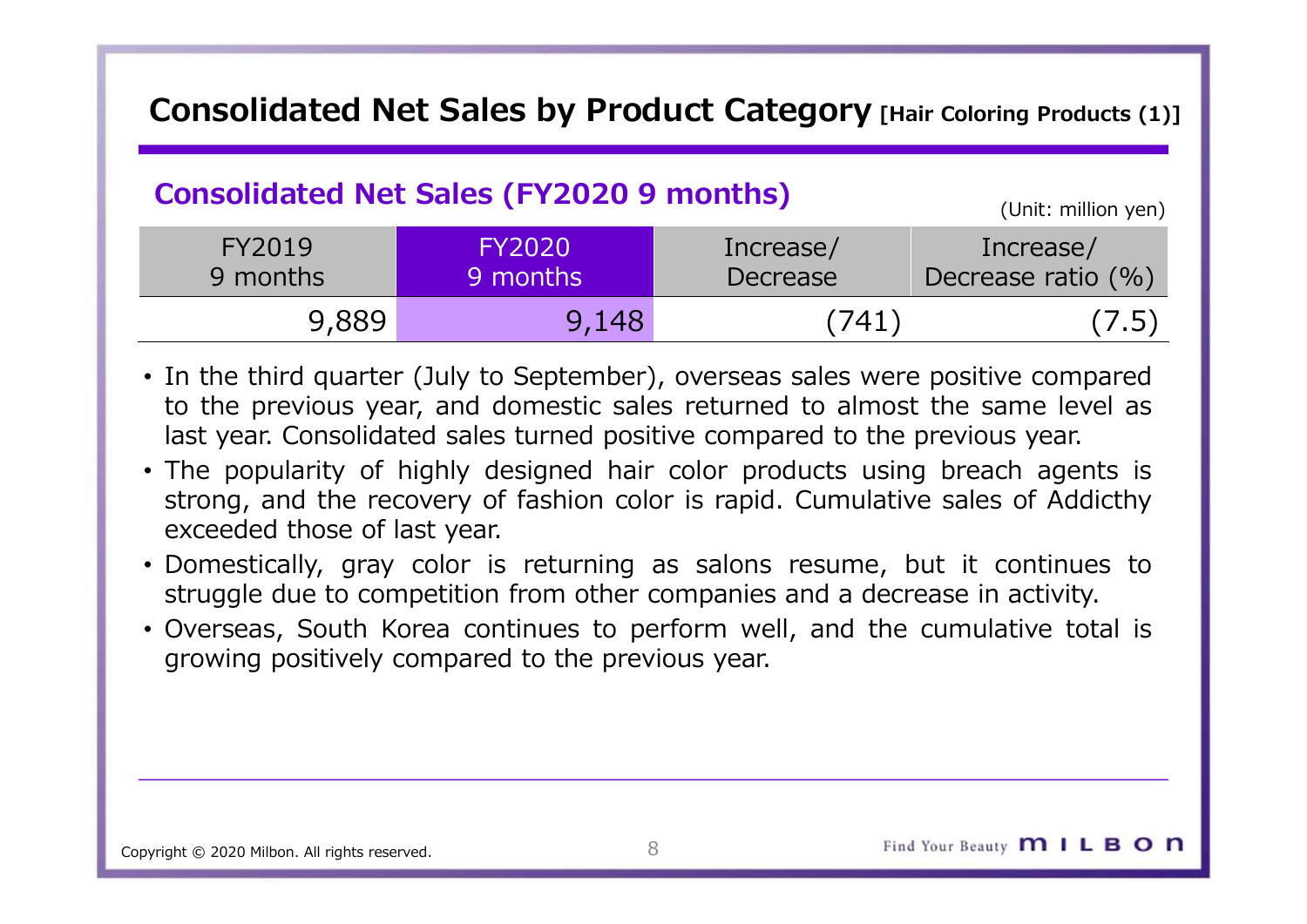# Consolidated Net Sales by Product Category [Hair Coloring Products (1)]

## Consolidated Net Sales (FY2020 9 months)

(Unit: million yen)

| FY2019 9 months | FY2020 9 months | Increase/ Decrease | Increase/ Decrease ratio (%) |
|---|---|---|---|
| 9,889 | 9,148 | (741) | (7.5) |

- In the third quarter (July to September), overseas sales were positive compared to the previous year, and domestic sales returned to almost the same level as last year. Consolidated sales turned positive compared to the previous year.
- The popularity of highly designed hair color products using breach agents is strong, and the recovery of fashion color is rapid. Cumulative sales of Addicthy exceeded those of last year.
- Domestically, gray color is returning as salons resume, but it continues to struggle due to competition from other companies and a decrease in activity.
- Overseas, South Korea continues to perform well, and the cumulative total is growing positively compared to the previous year.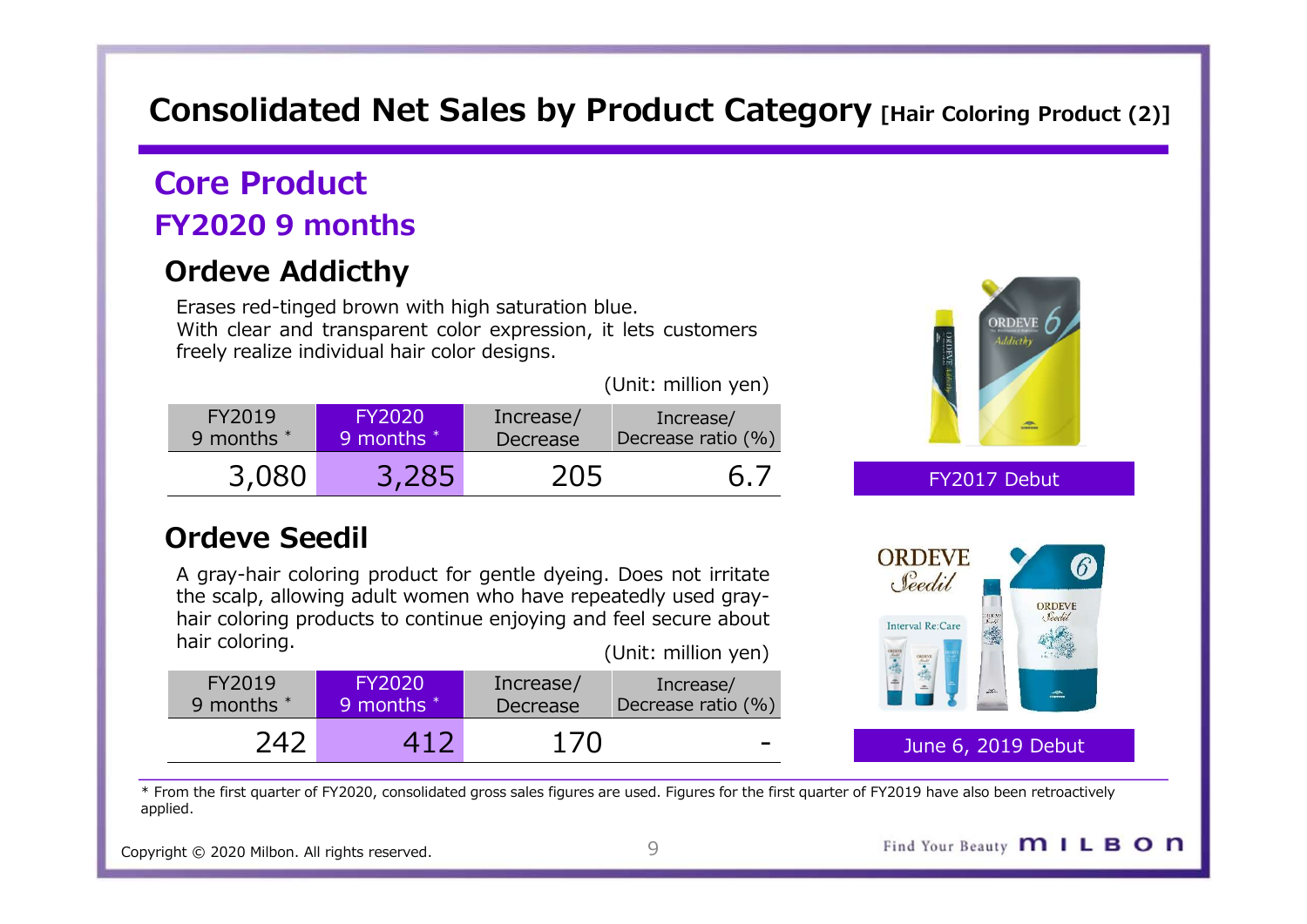# Consolidated Net Sales by Product Category [Hair Coloring Product (2)]

## Core Product

## FY2020 9 months

### Ordeve Addicthy

Erases red-tinged brown with high saturation blue.
With clear and transparent color expression, it lets customers freely realize individual hair color designs.

(Unit: million yen)

| FY2019 9 months * | FY2020 9 months * | Increase/ Decrease | Increase/ Decrease ratio (%) |
|---|---|---|---|
| 3,080 | 3,285 | 205 | 6.7 |

FY2017 Debut

### Ordeve Seedil

A gray-hair coloring product for gentle dyeing. Does not irritate the scalp, allowing adult women who have repeatedly used gray-hair coloring products to continue enjoying and feel secure about hair coloring.

(Unit: million yen)

| FY2019 9 months * | FY2020 9 months * | Increase/ Decrease | Increase/ Decrease ratio (%) |
|---|---|---|---|
| 242 | 412 | 170 | - |

June 6, 2019 Debut

* From the first quarter of FY2020, consolidated gross sales figures are used. Figures for the first quarter of FY2019 have also been retroactively applied.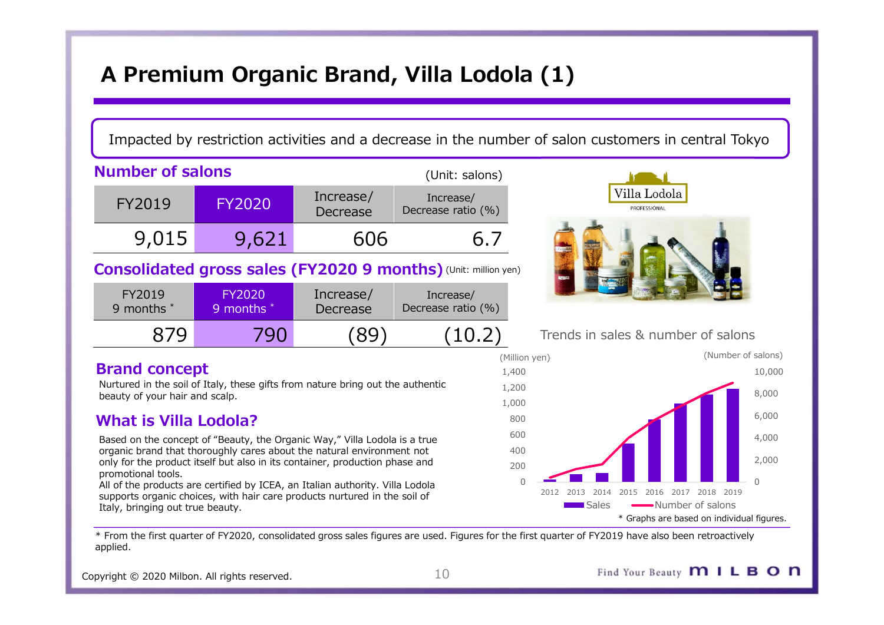# A Premium Organic Brand, Villa Lodola (1)

Impacted by restriction activities and a decrease in the number of salon customers in central Tokyo

## Number of salons

(Unit: salons)

| FY2019 | FY2020 | Increase/ Decrease | Increase/ Decrease ratio (%) |
|---|---|---|---|
| 9,015 | 9,621 | 606 | 6.7 |

## Consolidated gross sales (FY2020 9 months)

(Unit: million yen)

| FY2019 9 months * | FY2020 9 months * | Increase/ Decrease | Increase/ Decrease ratio (%) |
|---|---|---|---|
| 879 | 790 | (89) | (10.2) |

## Brand concept

Nurtured in the soil of Italy, these gifts from nature bring out the authentic beauty of your hair and scalp.

## What is Villa Lodola?

Based on the concept of "Beauty, the Organic Way," Villa Lodola is a true organic brand that thoroughly cares about the natural environment not only for the product itself but also in its container, production phase and promotional tools.

All of the products are certified by ICEA, an Italian authority. Villa Lodola supports organic choices, with hair care products nurtured in the soil of Italy, bringing out true beauty.

Villa Lodola PROFESSIONAL

Trends in sales & number of salons

(Million yen) (Number of salons)

2012 2013 2014 2015 2016 2017 2018 2019

Sales — Number of salons

* Graphs are based on individual figures.

* From the first quarter of FY2020, consolidated gross sales figures are used. Figures for the first quarter of FY2019 have also been retroactively applied.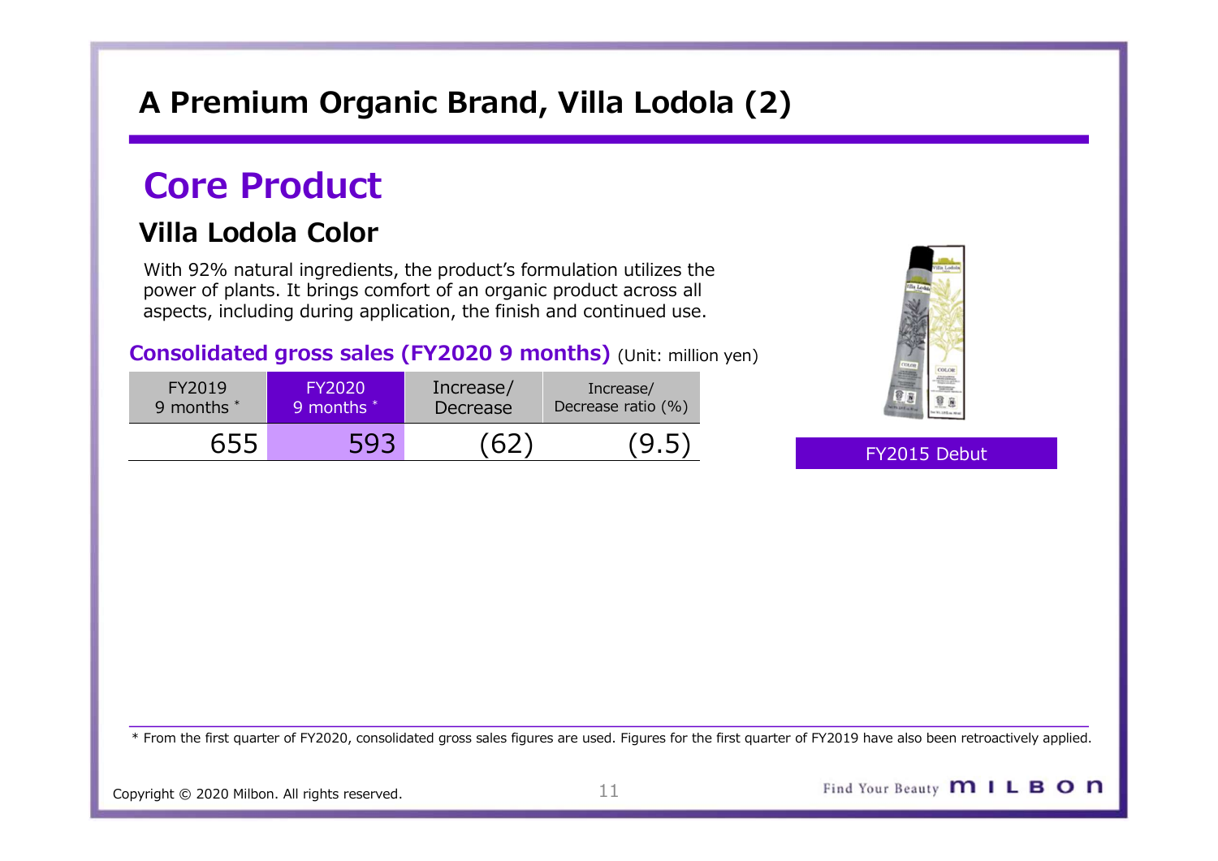# A Premium Organic Brand, Villa Lodola (2)

## Core Product

### Villa Lodola Color

With 92% natural ingredients, the product's formulation utilizes the power of plants. It brings comfort of an organic product across all aspects, including during application, the finish and continued use.

**Consolidated gross sales (FY2020 9 months)** (Unit: million yen)

| FY2019 9 months * | FY2020 9 months * | Increase/ Decrease | Increase/ Decrease ratio (%) |
|---|---|---|---|
| 655 | 593 | (62) | (9.5) |

FY2015 Debut

* From the first quarter of FY2020, consolidated gross sales figures are used. Figures for the first quarter of FY2019 have also been retroactively applied.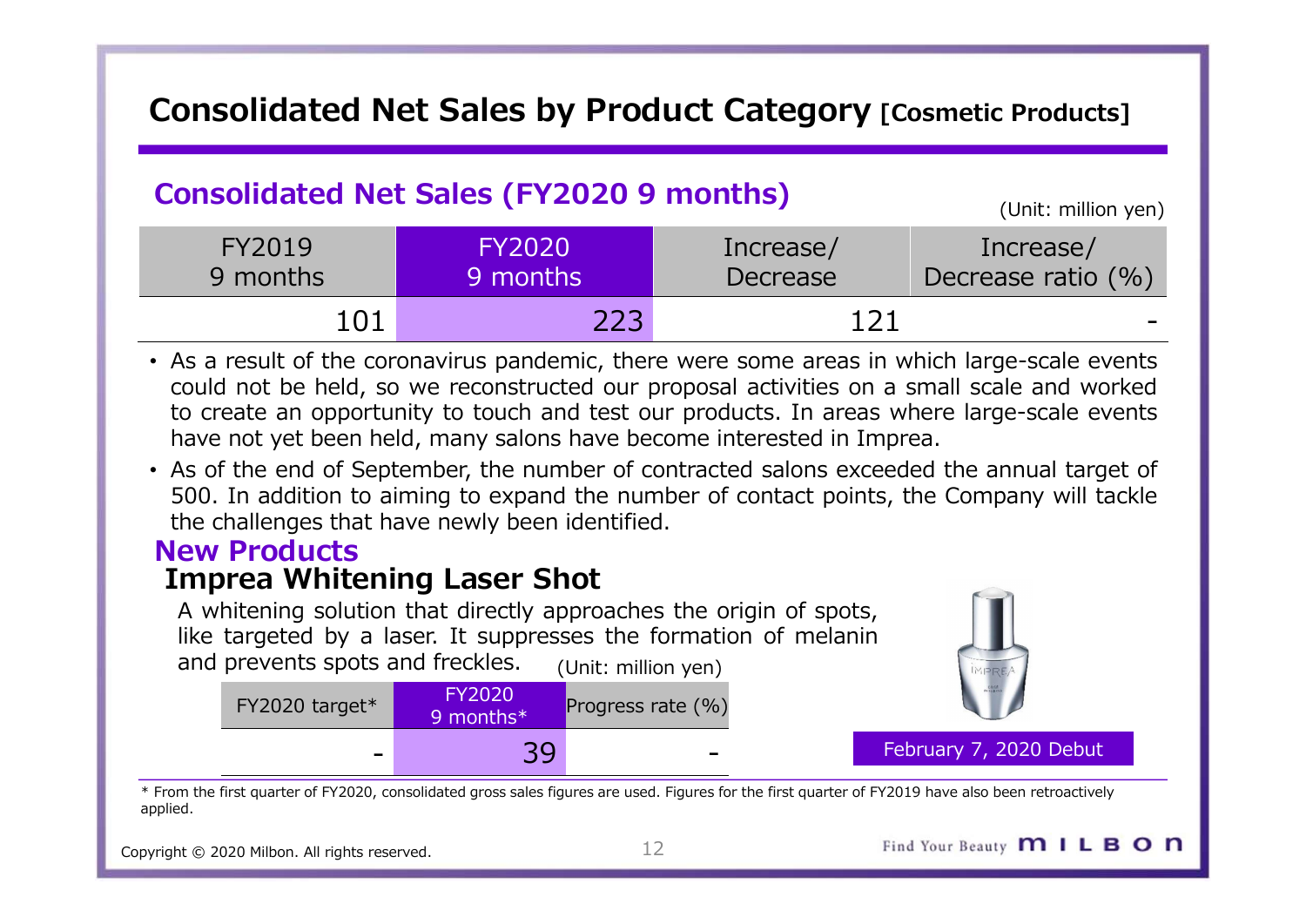# Consolidated Net Sales by Product Category [Cosmetic Products]

## Consolidated Net Sales (FY2020 9 months)

(Unit: million yen)

| FY2019 9 months | FY2020 9 months | Increase/ Decrease | Increase/ Decrease ratio (%) |
|---|---|---|---|
| 101 | 223 | 121 | - |

- As a result of the coronavirus pandemic, there were some areas in which large-scale events could not be held, so we reconstructed our proposal activities on a small scale and worked to create an opportunity to touch and test our products. In areas where large-scale events have not yet been held, many salons have become interested in Imprea.
- As of the end of September, the number of contracted salons exceeded the annual target of 500. In addition to aiming to expand the number of contact points, the Company will tackle the challenges that have newly been identified.

## New Products

### Imprea Whitening Laser Shot

A whitening solution that directly approaches the origin of spots, like targeted by a laser. It suppresses the formation of melanin and prevents spots and freckles.

(Unit: million yen)

| FY2020 target* | FY2020 9 months* | Progress rate (%) |
|---|---|---|
| - | 39 | - |

February 7, 2020 Debut

* From the first quarter of FY2020, consolidated gross sales figures are used. Figures for the first quarter of FY2019 have also been retroactively applied.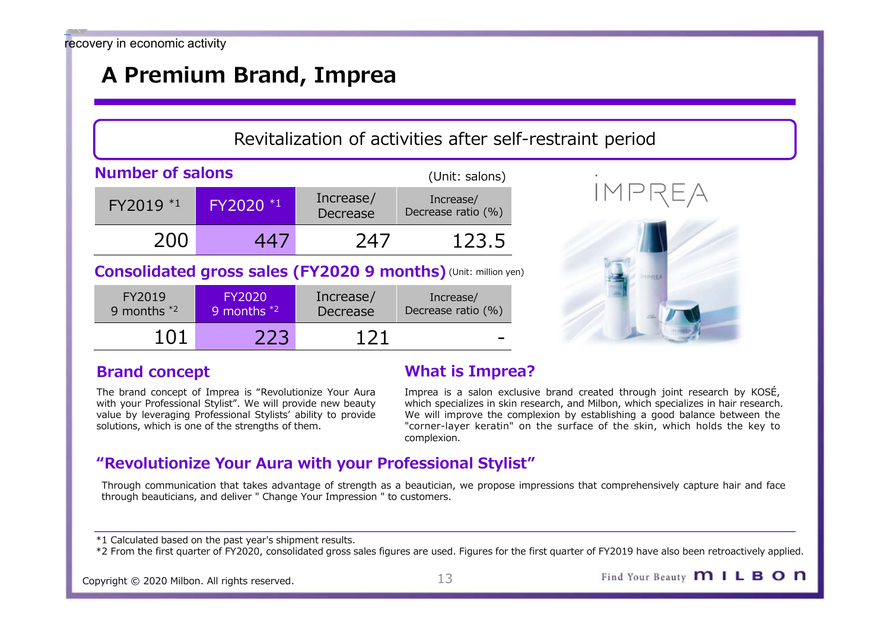recovery in economic activity

# A Premium Brand, Imprea

Revitalization of activities after self-restraint period

### Number of salons

(Unit: salons)

| FY2019 *1 | FY2020 *1 | Increase/ Decrease | Increase/ Decrease ratio (%) |
|---|---|---|---|
| 200 | 447 | 247 | 123.5 |

### Consolidated gross sales (FY2020 9 months)

(Unit: million yen)

| FY2019 9 months *2 | FY2020 9 months *2 | Increase/ Decrease | Increase/ Decrease ratio (%) |
|---|---|---|---|
| 101 | 223 | 121 | - |

IMPREA

### Brand concept

The brand concept of Imprea is "Revolutionize Your Aura with your Professional Stylist". We will provide new beauty value by leveraging Professional Stylists' ability to provide solutions, which is one of the strengths of them.

### What is Imprea?

Imprea is a salon exclusive brand created through joint research by KOSÉ, which specializes in skin research, and Milbon, which specializes in hair research. We will improve the complexion by establishing a good balance between the "corner-layer keratin" on the surface of the skin, which holds the key to complexion.

### "Revolutionize Your Aura with your Professional Stylist"

Through communication that takes advantage of strength as a beautician, we propose impressions that comprehensively capture hair and face through beauticians, and deliver " Change Your Impression " to customers.

*1 Calculated based on the past year's shipment results.
*2 From the first quarter of FY2020, consolidated gross sales figures are used. Figures for the first quarter of FY2019 have also been retroactively applied.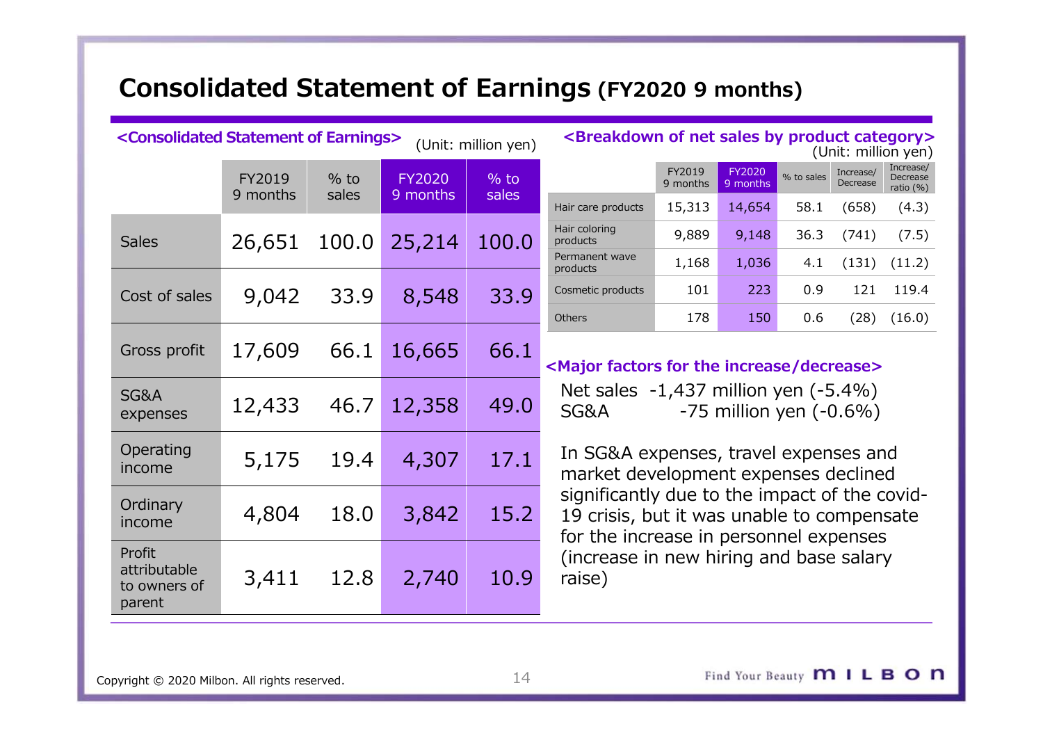# Consolidated Statement of Earnings (FY2020 9 months)

**<Consolidated Statement of Earnings>** (Unit: million yen)

| | FY2019 9 months | % to sales | FY2020 9 months | % to sales |
|---|---|---|---|---|
| Sales | 26,651 | 100.0 | 25,214 | 100.0 |
| Cost of sales | 9,042 | 33.9 | 8,548 | 33.9 |
| Gross profit | 17,609 | 66.1 | 16,665 | 66.1 |
| SG&A expenses | 12,433 | 46.7 | 12,358 | 49.0 |
| Operating income | 5,175 | 19.4 | 4,307 | 17.1 |
| Ordinary income | 4,804 | 18.0 | 3,842 | 15.2 |
| Profit attributable to owners of parent | 3,411 | 12.8 | 2,740 | 10.9 |

**<Breakdown of net sales by product category>** (Unit: million yen)

| | FY2019 9 months | FY2020 9 months | % to sales | Increase/ Decrease | Increase/ Decrease ratio (%) |
|---|---|---|---|---|---|
| Hair care products | 15,313 | 14,654 | 58.1 | (658) | (4.3) |
| Hair coloring products | 9,889 | 9,148 | 36.3 | (741) | (7.5) |
| Permanent wave products | 1,168 | 1,036 | 4.1 | (131) | (11.2) |
| Cosmetic products | 101 | 223 | 0.9 | 121 | 119.4 |
| Others | 178 | 150 | 0.6 | (28) | (16.0) |

**<Major factors for the increase/decrease>**

Net sales -1,437 million yen (-5.4%)
SG&A -75 million yen (-0.6%)

In SG&A expenses, travel expenses and market development expenses declined significantly due to the impact of the covid-19 crisis, but it was unable to compensate for the increase in personnel expenses (increase in new hiring and base salary raise)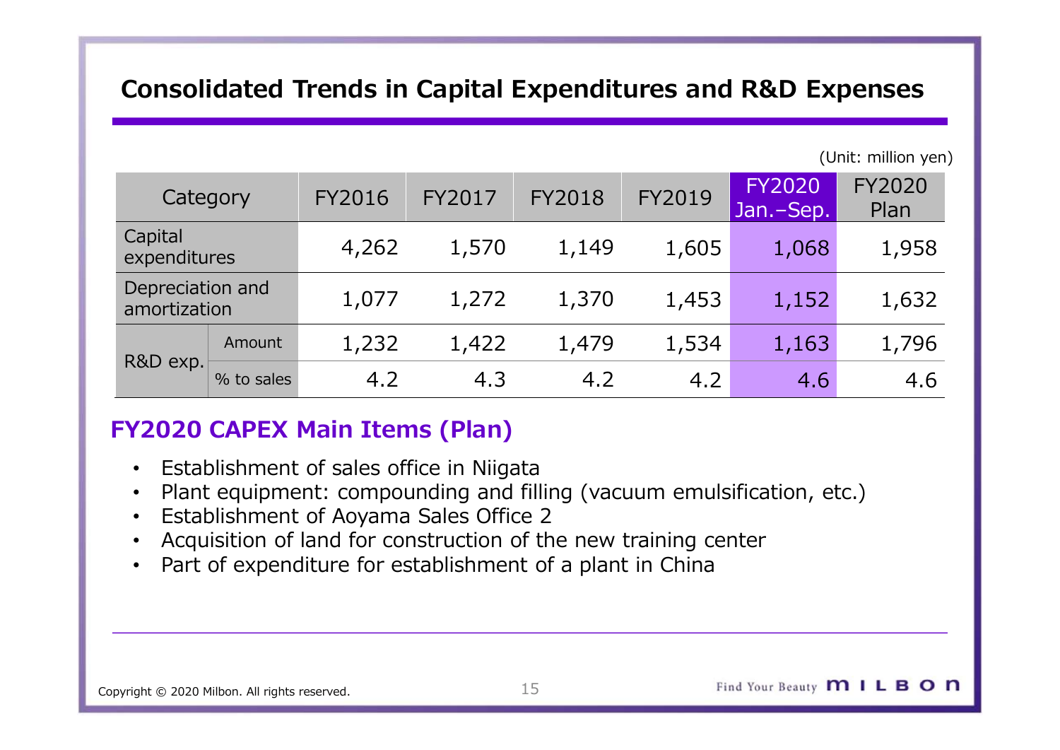# Consolidated Trends in Capital Expenditures and R&D Expenses

(Unit: million yen)

| Category | | FY2016 | FY2017 | FY2018 | FY2019 | FY2020 Jan.–Sep. | FY2020 Plan |
|---|---|---|---|---|---|---|---|
| Capital expenditures | | 4,262 | 1,570 | 1,149 | 1,605 | 1,068 | 1,958 |
| Depreciation and amortization | | 1,077 | 1,272 | 1,370 | 1,453 | 1,152 | 1,632 |
| R&D exp. | Amount | 1,232 | 1,422 | 1,479 | 1,534 | 1,163 | 1,796 |
| | % to sales | 4.2 | 4.3 | 4.2 | 4.2 | 4.6 | 4.6 |

## FY2020 CAPEX Main Items (Plan)

- Establishment of sales office in Niigata
- Plant equipment: compounding and filling (vacuum emulsification, etc.)
- Establishment of Aoyama Sales Office 2
- Acquisition of land for construction of the new training center
- Part of expenditure for establishment of a plant in China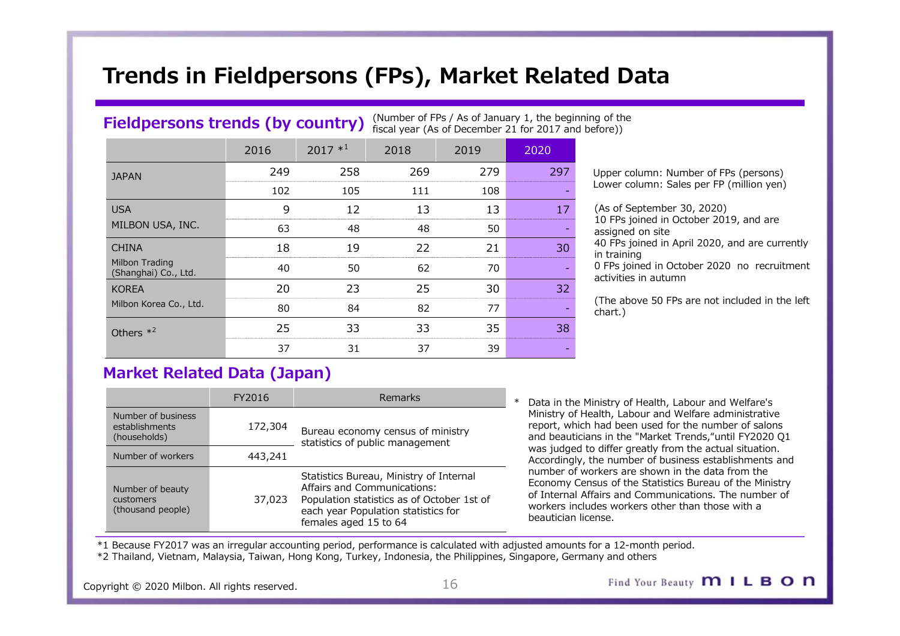# Trends in Fieldpersons (FPs), Market Related Data

## Fieldpersons trends (by country)

(Number of FPs / As of January 1, the beginning of the fiscal year (As of December 21 for 2017 and before))

| | 2016 | 2017 *1 | 2018 | 2019 | 2020 |
|---|---|---|---|---|---|
| JAPAN | 249 | 258 | 269 | 279 | 297 |
| | 102 | 105 | 111 | 108 | - |
| USA MILBON USA, INC. | 9 | 12 | 13 | 13 | 17 |
| | 63 | 48 | 48 | 50 | - |
| CHINA Milbon Trading (Shanghai) Co., Ltd. | 18 | 19 | 22 | 21 | 30 |
| | 40 | 50 | 62 | 70 | - |
| KOREA Milbon Korea Co., Ltd. | 20 | 23 | 25 | 30 | 32 |
| | 80 | 84 | 82 | 77 | - |
| Others *2 | 25 | 33 | 33 | 35 | 38 |
| | 37 | 31 | 37 | 39 | - |

Upper column: Number of FPs (persons)
Lower column: Sales per FP (million yen)

(As of September 30, 2020)
10 FPs joined in October 2019, and are assigned on site
40 FPs joined in April 2020, and are currently in training
0 FPs joined in October 2020 no recruitment activities in autumn

(The above 50 FPs are not included in the left chart.)

## Market Related Data (Japan)

| | FY2016 | Remarks |
|---|---|---|
| Number of business establishments (households) | 172,304 | Bureau economy census of ministry statistics of public management |
| Number of workers | 443,241 | |
| Number of beauty customers (thousand people) | 37,023 | Statistics Bureau, Ministry of Internal Affairs and Communications: Population statistics as of October 1st of each year Population statistics for females aged 15 to 64 |

\* Data in the Ministry of Health, Labour and Welfare's Ministry of Health, Labour and Welfare administrative report, which had been used for the number of salons and beauticians in the "Market Trends,"until FY2020 Q1 was judged to differ greatly from the actual situation. Accordingly, the number of business establishments and number of workers are shown in the data from the Economy Census of the Statistics Bureau of the Ministry of Internal Affairs and Communications. The number of workers includes workers other than those with a beautician license.

*1 Because FY2017 was an irregular accounting period, performance is calculated with adjusted amounts for a 12-month period.
*2 Thailand, Vietnam, Malaysia, Taiwan, Hong Kong, Turkey, Indonesia, the Philippines, Singapore, Germany and others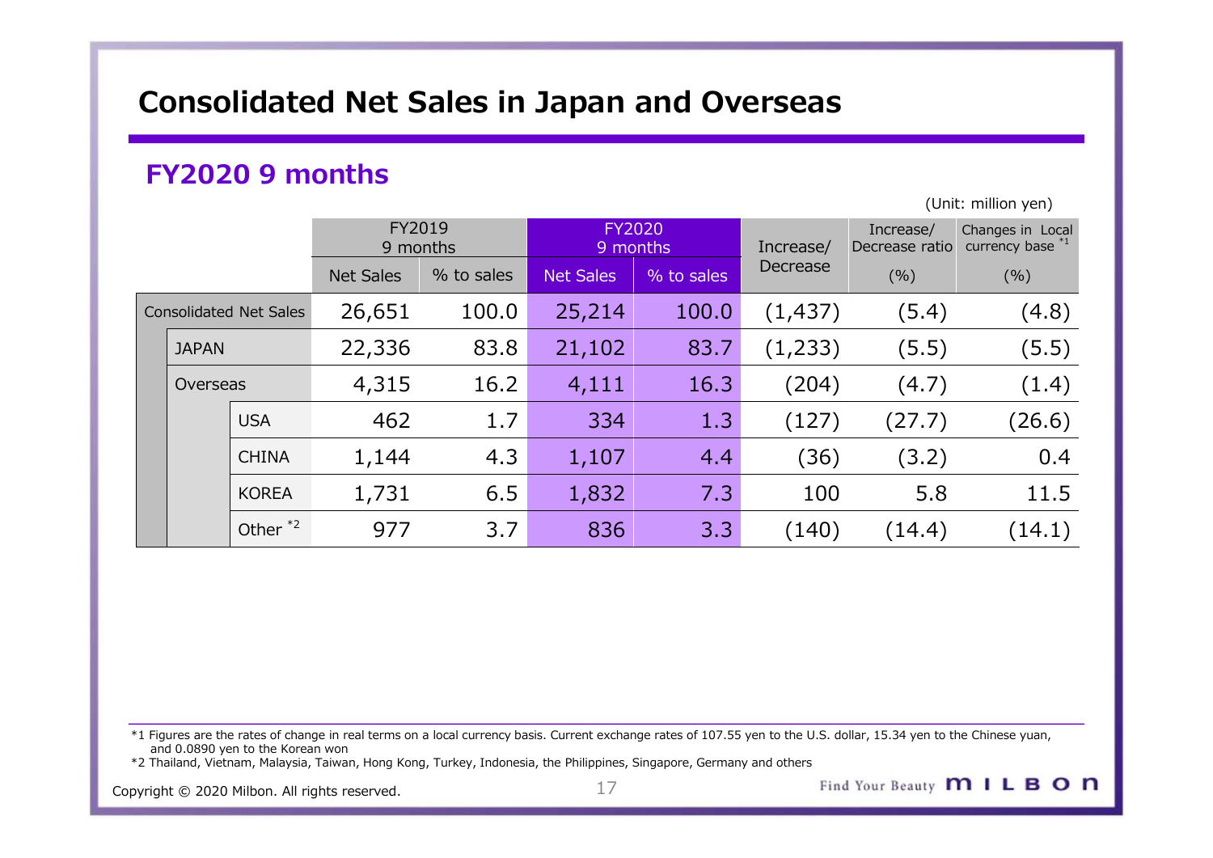# Consolidated Net Sales in Japan and Overseas

## FY2020 9 months

(Unit: million yen)

| | | FY2019 9 months | | FY2020 9 months | | Increase/ Decrease | Increase/ Decrease ratio | Changes in Local currency base *1 |
|---|---|---|---|---|---|---|---|---|
| | | Net Sales | % to sales | Net Sales | % to sales | | (%) | (%) |
| Consolidated Net Sales | | 26,651 | 100.0 | 25,214 | 100.0 | (1,437) | (5.4) | (4.8) |
| JAPAN | | 22,336 | 83.8 | 21,102 | 83.7 | (1,233) | (5.5) | (5.5) |
| Overseas | | 4,315 | 16.2 | 4,111 | 16.3 | (204) | (4.7) | (1.4) |
| | USA | 462 | 1.7 | 334 | 1.3 | (127) | (27.7) | (26.6) |
| | CHINA | 1,144 | 4.3 | 1,107 | 4.4 | (36) | (3.2) | 0.4 |
| | KOREA | 1,731 | 6.5 | 1,832 | 7.3 | 100 | 5.8 | 11.5 |
| | Other *2 | 977 | 3.7 | 836 | 3.3 | (140) | (14.4) | (14.1) |

*1 Figures are the rates of change in real terms on a local currency basis. Current exchange rates of 107.55 yen to the U.S. dollar, 15.34 yen to the Chinese yuan, and 0.0890 yen to the Korean won

*2 Thailand, Vietnam, Malaysia, Taiwan, Hong Kong, Turkey, Indonesia, the Philippines, Singapore, Germany and others

Copyright © 2020 Milbon. All rights reserved.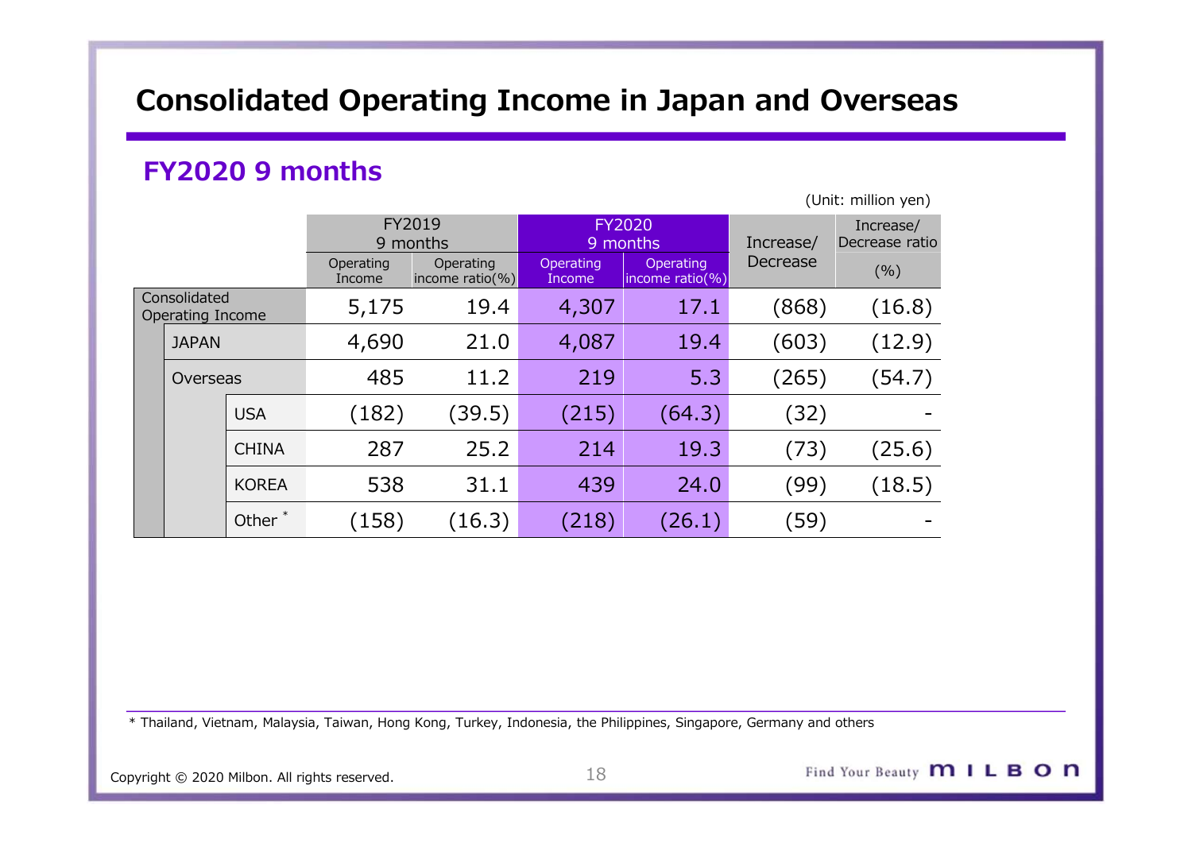# Consolidated Operating Income in Japan and Overseas

## FY2020 9 months

(Unit: million yen)

| | | FY2019 9 months | | FY2020 9 months | | Increase/ Decrease | Increase/ Decrease ratio |
|---|---|---|---|---|---|---|---|
| | | Operating Income | Operating income ratio(%) | Operating Income | Operating income ratio(%) | | (%) |
| Consolidated Operating Income | | 5,175 | 19.4 | 4,307 | 17.1 | (868) | (16.8) |
| JAPAN | | 4,690 | 21.0 | 4,087 | 19.4 | (603) | (12.9) |
| Overseas | | 485 | 11.2 | 219 | 5.3 | (265) | (54.7) |
| | USA | (182) | (39.5) | (215) | (64.3) | (32) | - |
| | CHINA | 287 | 25.2 | 214 | 19.3 | (73) | (25.6) |
| | KOREA | 538 | 31.1 | 439 | 24.0 | (99) | (18.5) |
| | Other * | (158) | (16.3) | (218) | (26.1) | (59) | - |

* Thailand, Vietnam, Malaysia, Taiwan, Hong Kong, Turkey, Indonesia, the Philippines, Singapore, Germany and others

Copyright © 2020 Milbon. All rights reserved.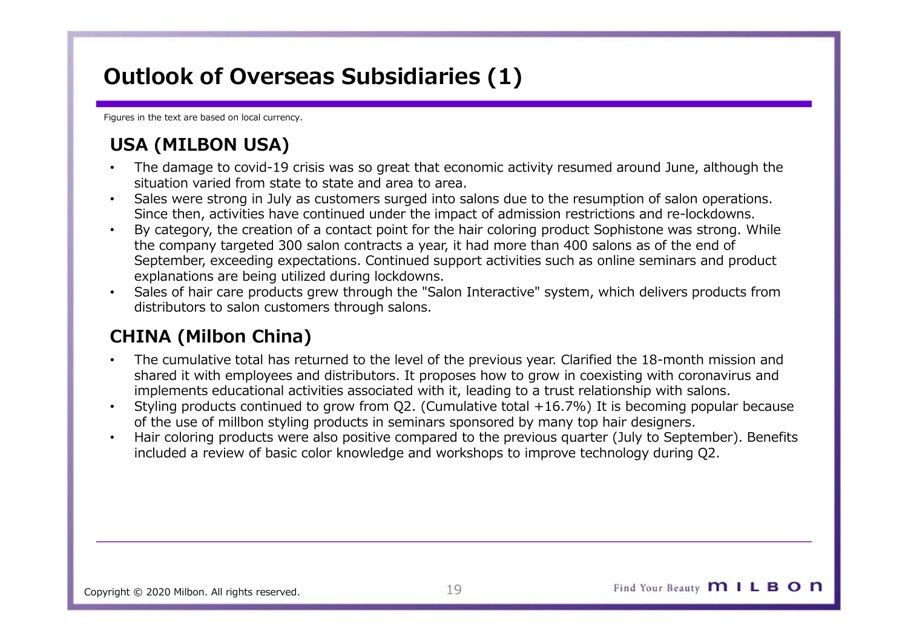# Outlook of Overseas Subsidiaries (1)

Figures in the text are based on local currency.

## USA (MILBON USA)

- The damage to covid-19 crisis was so great that economic activity resumed around June, although the situation varied from state to state and area to area.
- Sales were strong in July as customers surged into salons due to the resumption of salon operations. Since then, activities have continued under the impact of admission restrictions and re-lockdowns.
- By category, the creation of a contact point for the hair coloring product Sophistone was strong. While the company targeted 300 salon contracts a year, it had more than 400 salons as of the end of September, exceeding expectations. Continued support activities such as online seminars and product explanations are being utilized during lockdowns.
- Sales of hair care products grew through the "Salon Interactive" system, which delivers products from distributors to salon customers through salons.

## CHINA (Milbon China)

- The cumulative total has returned to the level of the previous year. Clarified the 18-month mission and shared it with employees and distributors. It proposes how to grow in coexisting with coronavirus and implements educational activities associated with it, leading to a trust relationship with salons.
- Styling products continued to grow from Q2. (Cumulative total +16.7%) It is becoming popular because of the use of millbon styling products in seminars sponsored by many top hair designers.
- Hair coloring products were also positive compared to the previous quarter (July to September). Benefits included a review of basic color knowledge and workshops to improve technology during Q2.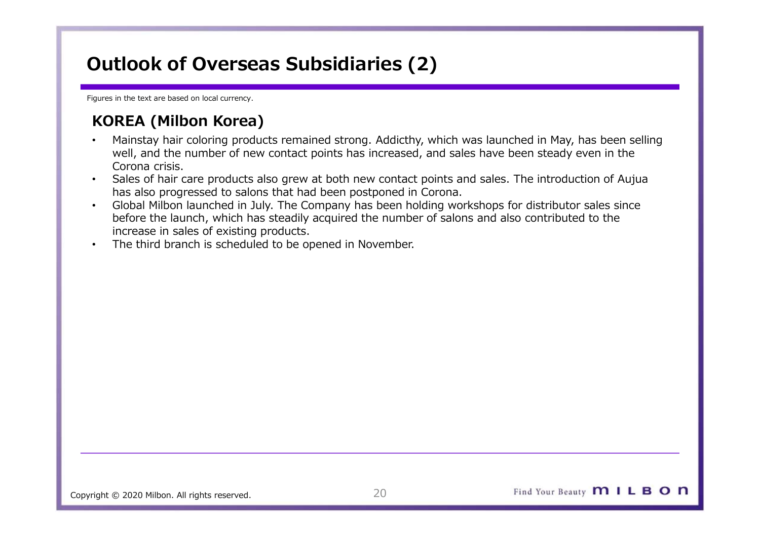# Outlook of Overseas Subsidiaries (2)

Figures in the text are based on local currency.

## KOREA (Milbon Korea)

- Mainstay hair coloring products remained strong. Addicthy, which was launched in May, has been selling well, and the number of new contact points has increased, and sales have been steady even in the Corona crisis.
- Sales of hair care products also grew at both new contact points and sales. The introduction of Aujua has also progressed to salons that had been postponed in Corona.
- Global Milbon launched in July. The Company has been holding workshops for distributor sales since before the launch, which has steadily acquired the number of salons and also contributed to the increase in sales of existing products.
- The third branch is scheduled to be opened in November.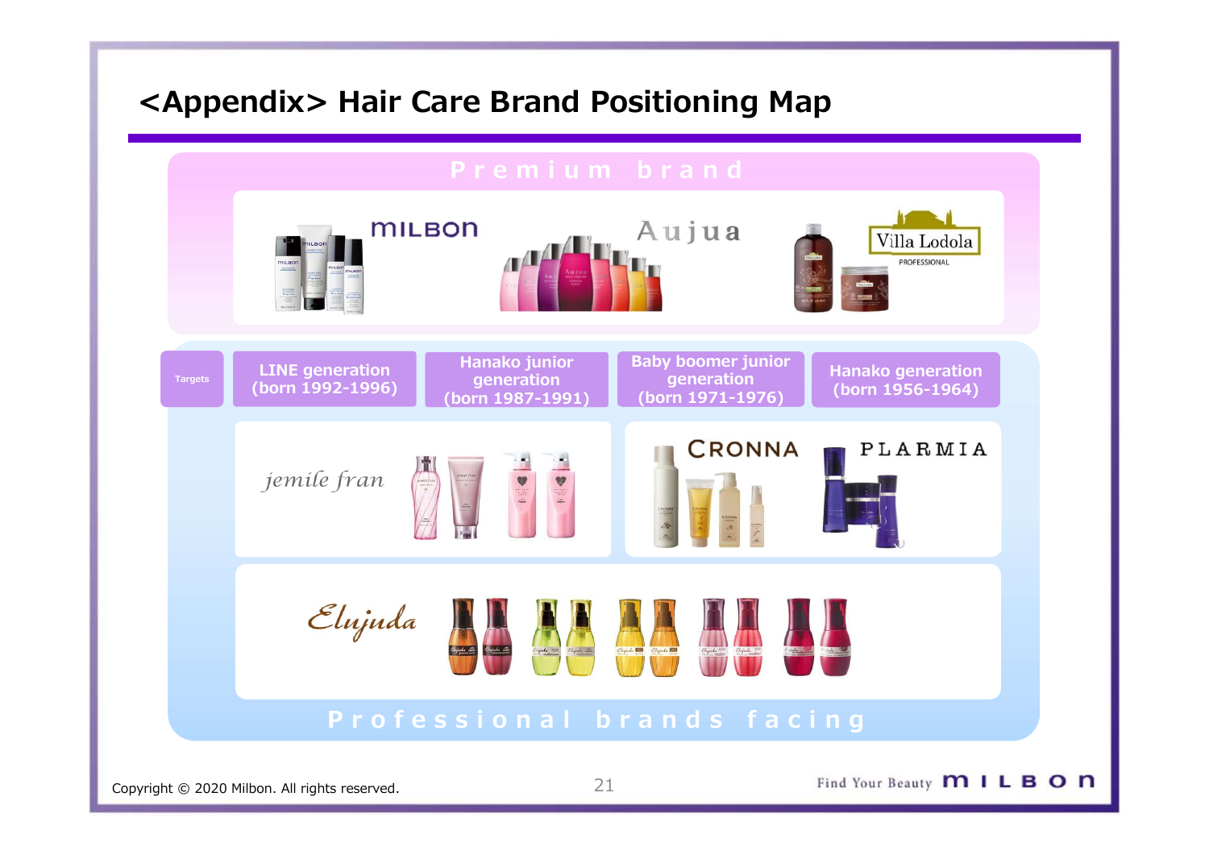# <Appendix> Hair Care Brand Positioning Map

**Premium brand**

MILBON

Aujua

Villa Lodola PROFESSIONAL

| Targets | LINE generation (born 1992-1996) | Hanako junior generation (born 1987-1991) | Baby boomer junior generation (born 1971-1976) | Hanako generation (born 1956-1964) |
|---|---|---|---|---|

jemile fran

CRONNA

PLARMIA

Elujuda

**Professional brands facing**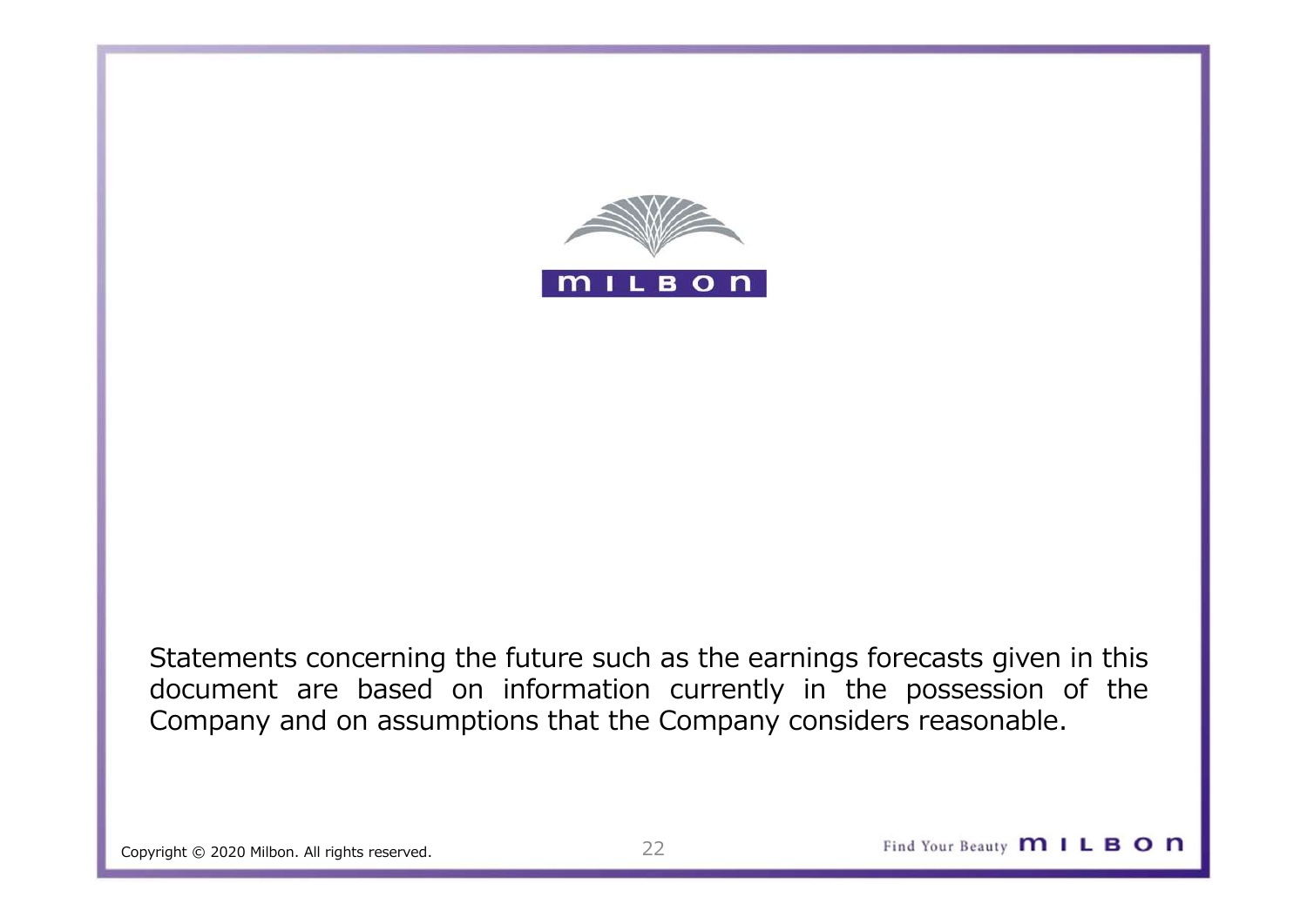MILBON

Statements concerning the future such as the earnings forecasts given in this document are based on information currently in the possession of the Company and on assumptions that the Company considers reasonable.